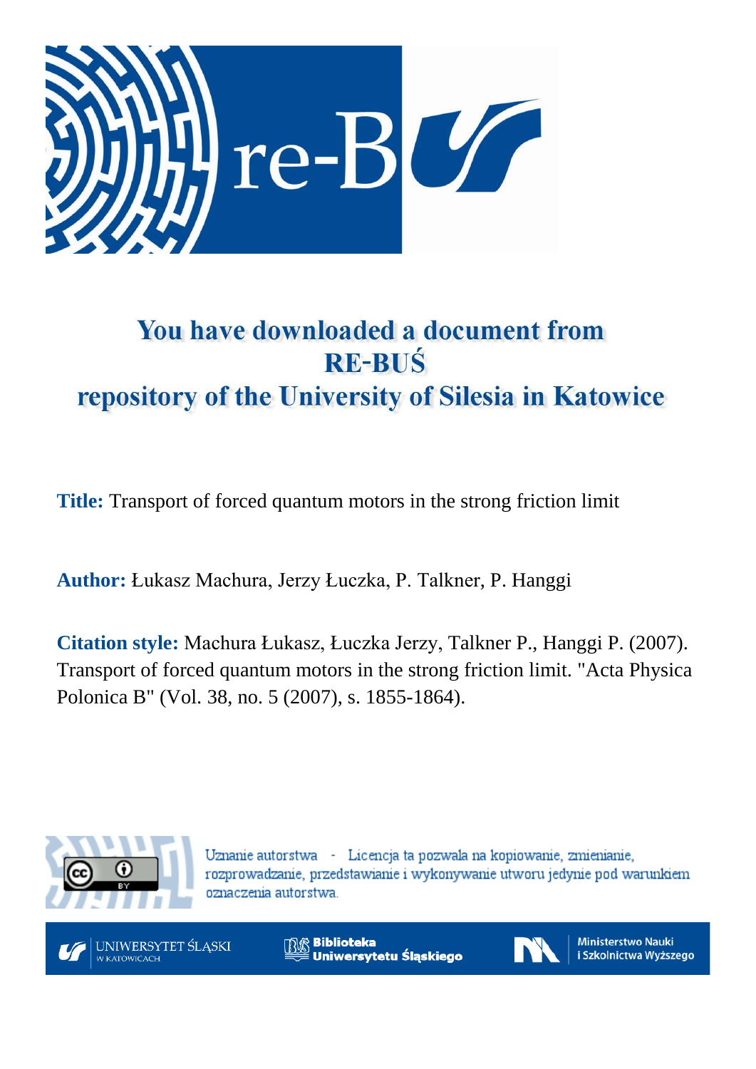# You have downloaded a document from RE-BUŚ repository of the University of Silesia in Katowice

**Title:** Transport of forced quantum motors in the strong friction limit

**Author:** Łukasz Machura, Jerzy Łuczka, P. Talkner, P. Hanggi

**Citation style:** Machura Łukasz, Łuczka Jerzy, Talkner P., Hanggi P. (2007). Transport of forced quantum motors in the strong friction limit. "Acta Physica Polonica B" (Vol. 38, no. 5 (2007), s. 1855-1864).

Uznanie autorstwa - Licencja ta pozwala na kopiowanie, zmienianie, rozprowadzanie, przedstawianie i wykonywanie utworu jedynie pod warunkiem oznaczenia autorstwa.

UNIWERSYTET ŚLĄSKI W KATOWICACH

Biblioteka Uniwersytetu Śląskiego

Ministerstwo Nauki i Szkolnictwa Wyższego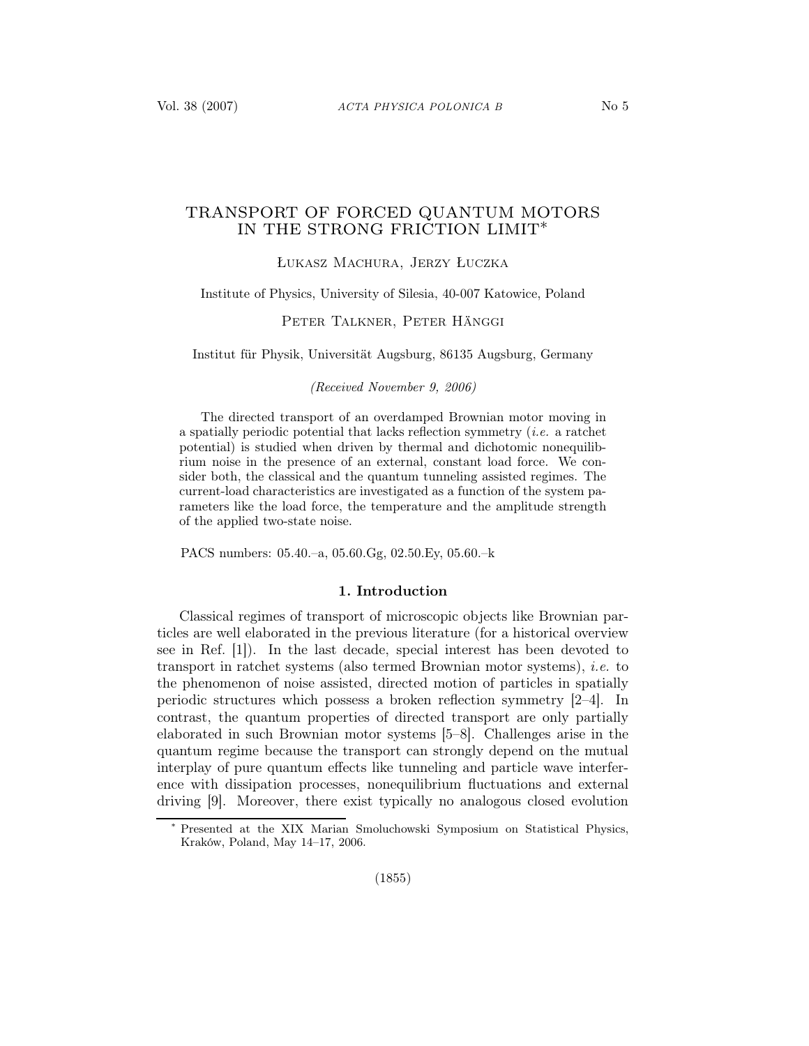# TRANSPORT OF FORCED QUANTUM MOTORS IN THE STRONG FRICTION LIMIT*

Łukasz Machura, Jerzy Łuczka

Institute of Physics, University of Silesia, 40-007 Katowice, Poland

Peter Talkner, Peter Hänggi

Institut für Physik, Universität Augsburg, 86135 Augsburg, Germany

*(Received November 9, 2006)*

The directed transport of an overdamped Brownian motor moving in a spatially periodic potential that lacks reflection symmetry (*i.e.* a ratchet potential) is studied when driven by thermal and dichotomic nonequilibrium noise in the presence of an external, constant load force. We consider both, the classical and the quantum tunneling assisted regimes. The current-load characteristics are investigated as a function of the system parameters like the load force, the temperature and the amplitude strength of the applied two-state noise.

PACS numbers: 05.40.–a, 05.60.Gg, 02.50.Ey, 05.60.–k

## 1. Introduction

Classical regimes of transport of microscopic objects like Brownian particles are well elaborated in the previous literature (for a historical overview see in Ref. [1]). In the last decade, special interest has been devoted to transport in ratchet systems (also termed Brownian motor systems), *i.e.* to the phenomenon of noise assisted, directed motion of particles in spatially periodic structures which possess a broken reflection symmetry [2–4]. In contrast, the quantum properties of directed transport are only partially elaborated in such Brownian motor systems [5–8]. Challenges arise in the quantum regime because the transport can strongly depend on the mutual interplay of pure quantum effects like tunneling and particle wave interference with dissipation processes, nonequilibrium fluctuations and external driving [9]. Moreover, there exist typically no analogous closed evolution

---

* Presented at the XIX Marian Smoluchowski Symposium on Statistical Physics, Kraków, Poland, May 14–17, 2006.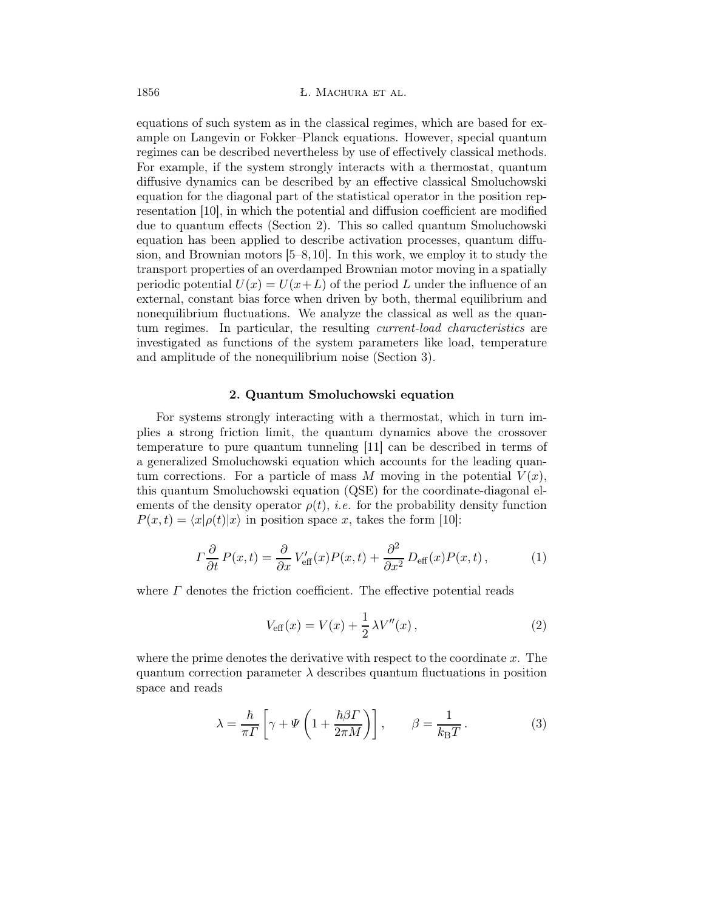equations of such system as in the classical regimes, which are based for example on Langevin or Fokker–Planck equations. However, special quantum regimes can be described nevertheless by use of effectively classical methods. For example, if the system strongly interacts with a thermostat, quantum diffusive dynamics can be described by an effective classical Smoluchowski equation for the diagonal part of the statistical operator in the position representation [10], in which the potential and diffusion coefficient are modified due to quantum effects (Section 2). This so called quantum Smoluchowski equation has been applied to describe activation processes, quantum diffusion, and Brownian motors [5–8,10]. In this work, we employ it to study the transport properties of an overdamped Brownian motor moving in a spatially periodic potential $U(x) = U(x+L)$ of the period $L$ under the influence of an external, constant bias force when driven by both, thermal equilibrium and nonequilibrium fluctuations. We analyze the classical as well as the quantum regimes. In particular, the resulting *current-load characteristics* are investigated as functions of the system parameters like load, temperature and amplitude of the nonequilibrium noise (Section 3).

## 2. Quantum Smoluchowski equation

For systems strongly interacting with a thermostat, which in turn implies a strong friction limit, the quantum dynamics above the crossover temperature to pure quantum tunneling [11] can be described in terms of a generalized Smoluchowski equation which accounts for the leading quantum corrections. For a particle of mass $M$ moving in the potential $V(x)$, this quantum Smoluchowski equation (QSE) for the coordinate-diagonal elements of the density operator $\rho(t)$, *i.e.* for the probability density function $P(x,t) = \langle x|\rho(t)|x\rangle$ in position space $x$, takes the form [10]:

$$\Gamma \frac{\partial}{\partial t} P(x,t) = \frac{\partial}{\partial x} V'_{\text{eff}}(x) P(x,t) + \frac{\partial^2}{\partial x^2} D_{\text{eff}}(x) P(x,t)\,, \tag{1}$$

where $\Gamma$ denotes the friction coefficient. The effective potential reads

$$V_{\text{eff}}(x) = V(x) + \frac{1}{2}\lambda V''(x)\,, \tag{2}$$

where the prime denotes the derivative with respect to the coordinate $x$. The quantum correction parameter $\lambda$ describes quantum fluctuations in position space and reads

$$\lambda = \frac{\hbar}{\pi\Gamma}\left[\gamma + \Psi\left(1 + \frac{\hbar\beta\Gamma}{2\pi M}\right)\right], \qquad \beta = \frac{1}{k_{\text{B}}T}\,. \tag{3}$$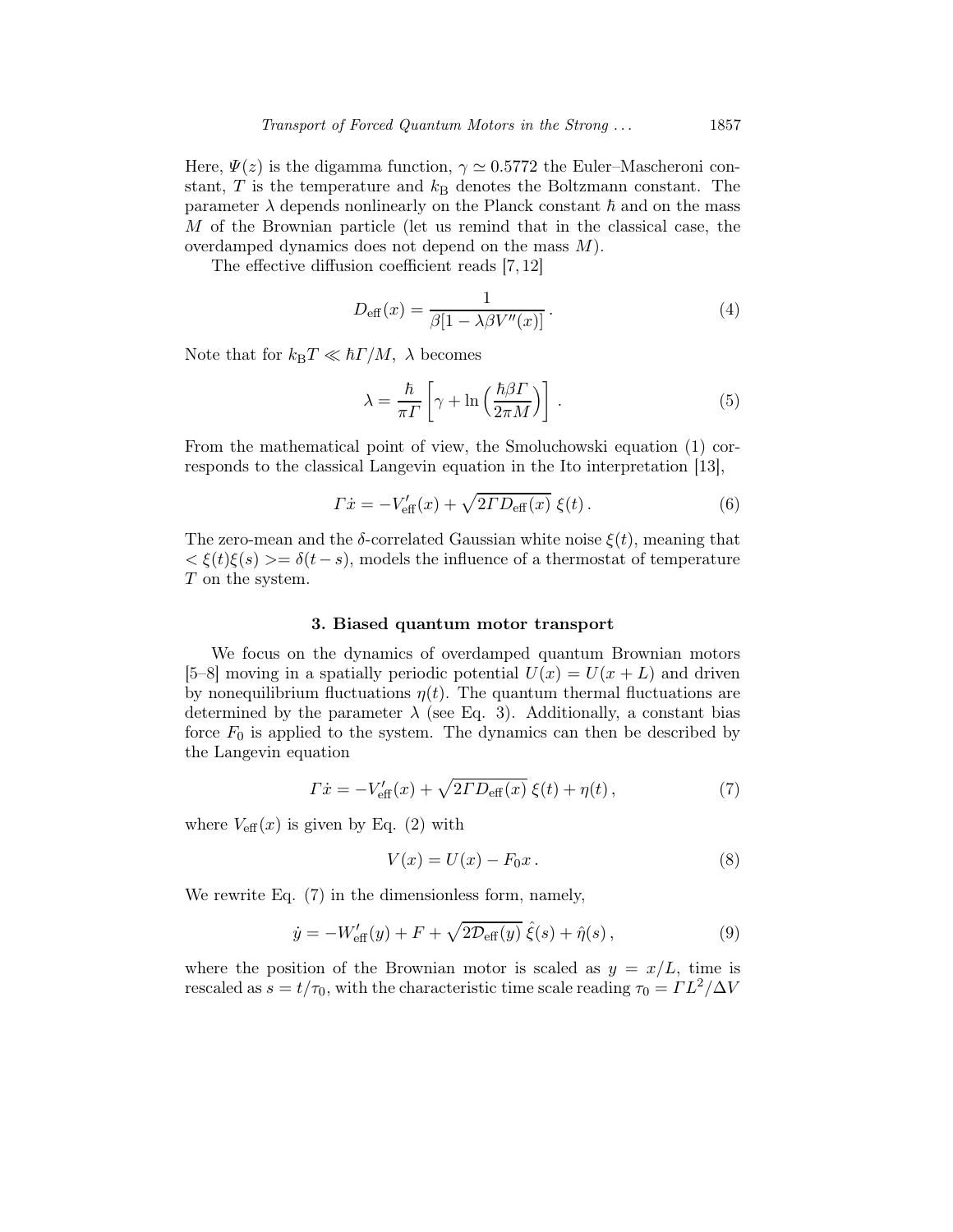Here, $\Psi(z)$ is the digamma function, $\gamma \simeq 0.5772$ the Euler–Mascheroni constant, $T$ is the temperature and $k_B$ denotes the Boltzmann constant. The parameter $\lambda$ depends nonlinearly on the Planck constant $\hbar$ and on the mass $M$ of the Brownian particle (let us remind that in the classical case, the overdamped dynamics does not depend on the mass $M$).

The effective diffusion coefficient reads [7, 12]

$$D_{\mathrm{eff}}(x) = \frac{1}{\beta[1 - \lambda\beta V''(x)]}\,. \tag{4}$$

Note that for $k_B T \ll \hbar\Gamma/M$, $\lambda$ becomes

$$\lambda = \frac{\hbar}{\pi\Gamma}\left[\gamma + \ln\left(\frac{\hbar\beta\Gamma}{2\pi M}\right)\right]\,. \tag{5}$$

From the mathematical point of view, the Smoluchowski equation (1) corresponds to the classical Langevin equation in the Ito interpretation [13],

$$\Gamma\dot{x} = -V'_{\mathrm{eff}}(x) + \sqrt{2\Gamma D_{\mathrm{eff}}(x)}\;\xi(t)\,. \tag{6}$$

The zero-mean and the $\delta$-correlated Gaussian white noise $\xi(t)$, meaning that $<\xi(t)\xi(s)>= \delta(t-s)$, models the influence of a thermostat of temperature $T$ on the system.

### 3. Biased quantum motor transport

We focus on the dynamics of overdamped quantum Brownian motors [5–8] moving in a spatially periodic potential $U(x) = U(x+L)$ and driven by nonequilibrium fluctuations $\eta(t)$. The quantum thermal fluctuations are determined by the parameter $\lambda$ (see Eq. 3). Additionally, a constant bias force $F_0$ is applied to the system. The dynamics can then be described by the Langevin equation

$$\Gamma\dot{x} = -V'_{\mathrm{eff}}(x) + \sqrt{2\Gamma D_{\mathrm{eff}}(x)}\;\xi(t) + \eta(t)\,, \tag{7}$$

where $V_{\mathrm{eff}}(x)$ is given by Eq. (2) with

$$V(x) = U(x) - F_0 x\,. \tag{8}$$

We rewrite Eq. (7) in the dimensionless form, namely,

$$\dot{y} = -W'_{\mathrm{eff}}(y) + F + \sqrt{2\mathcal{D}_{\mathrm{eff}}(y)}\;\hat{\xi}(s) + \hat{\eta}(s)\,, \tag{9}$$

where the position of the Brownian motor is scaled as $y = x/L$, time is rescaled as $s = t/\tau_0$, with the characteristic time scale reading $\tau_0 = \Gamma L^2/\Delta V$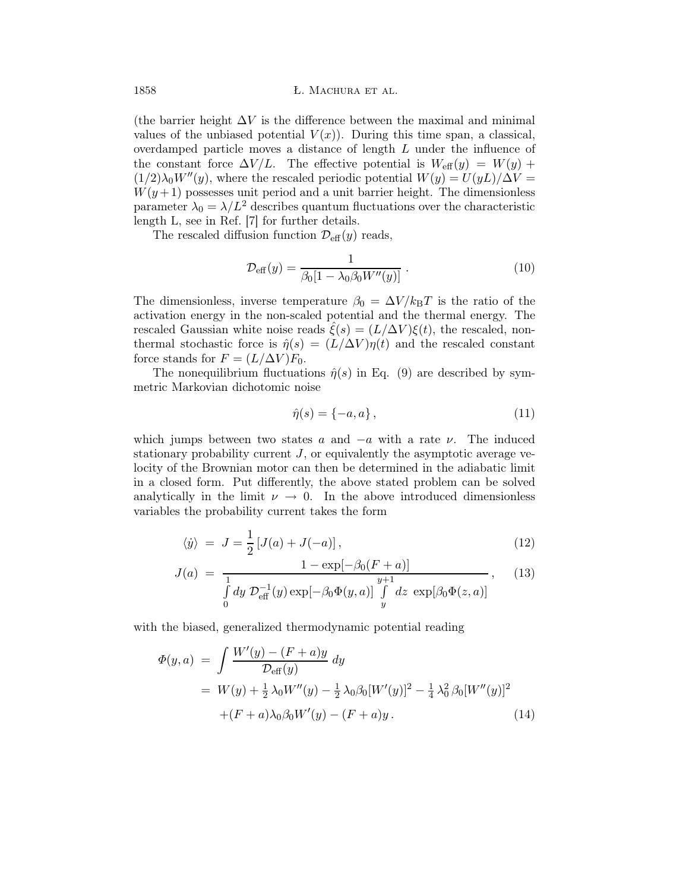(the barrier height $\Delta V$ is the difference between the maximal and minimal values of the unbiased potential $V(x)$). During this time span, a classical, overdamped particle moves a distance of length $L$ under the influence of the constant force $\Delta V/L$. The effective potential is $W_{\rm eff}(y) = W(y) + (1/2)\lambda_0 W''(y)$, where the rescaled periodic potential $W(y) = U(yL)/\Delta V = W(y+1)$ possesses unit period and a unit barrier height. The dimensionless parameter $\lambda_0 = \lambda/L^2$ describes quantum fluctuations over the characteristic length L, see in Ref. [7] for further details.

The rescaled diffusion function $\mathcal{D}_{\rm eff}(y)$ reads,

$$\mathcal{D}_{\rm eff}(y) = \frac{1}{\beta_0[1 - \lambda_0 \beta_0 W''(y)]} \,. \tag{10}$$

The dimensionless, inverse temperature $\beta_0 = \Delta V/k_{\rm B}T$ is the ratio of the activation energy in the non-scaled potential and the thermal energy. The rescaled Gaussian white noise reads $\hat{\xi}(s) = (L/\Delta V)\xi(t)$, the rescaled, non-thermal stochastic force is $\hat{\eta}(s) = (L/\Delta V)\eta(t)$ and the rescaled constant force stands for $F = (L/\Delta V)F_0$.

The nonequilibrium fluctuations $\hat{\eta}(s)$ in Eq. (9) are described by symmetric Markovian dichotomic noise

$$\hat{\eta}(s) = \{-a, a\} \,, \tag{11}$$

which jumps between two states $a$ and $-a$ with a rate $\nu$. The induced stationary probability current $J$, or equivalently the asymptotic average velocity of the Brownian motor can then be determined in the adiabatic limit in a closed form. Put differently, the above stated problem can be solved analytically in the limit $\nu \to 0$. In the above introduced dimensionless variables the probability current takes the form

$$\langle \dot{y} \rangle \;=\; J = \frac{1}{2}\left[J(a) + J(-a)\right], \tag{12}$$

$$J(a) \;=\; \frac{1 - \exp[-\beta_0(F+a)]}{\int\limits_0^1 dy\; \mathcal{D}_{\rm eff}^{-1}(y) \exp[-\beta_0 \Phi(y,a)] \int\limits_y^{y+1} dz\; \exp[\beta_0 \Phi(z,a)]} \,, \tag{13}$$

with the biased, generalized thermodynamic potential reading

$$\begin{aligned}
\Phi(y,a) \;&=\; \int \frac{W'(y) - (F+a)y}{\mathcal{D}_{\rm eff}(y)}\, dy \\
&=\; W(y) + \tfrac{1}{2}\,\lambda_0 W''(y) - \tfrac{1}{2}\,\lambda_0\beta_0[W'(y)]^2 - \tfrac{1}{4}\,\lambda_0^2\,\beta_0[W''(y)]^2 \\
&\quad + (F+a)\lambda_0\beta_0 W'(y) - (F+a)y \,.
\end{aligned} \tag{14}$$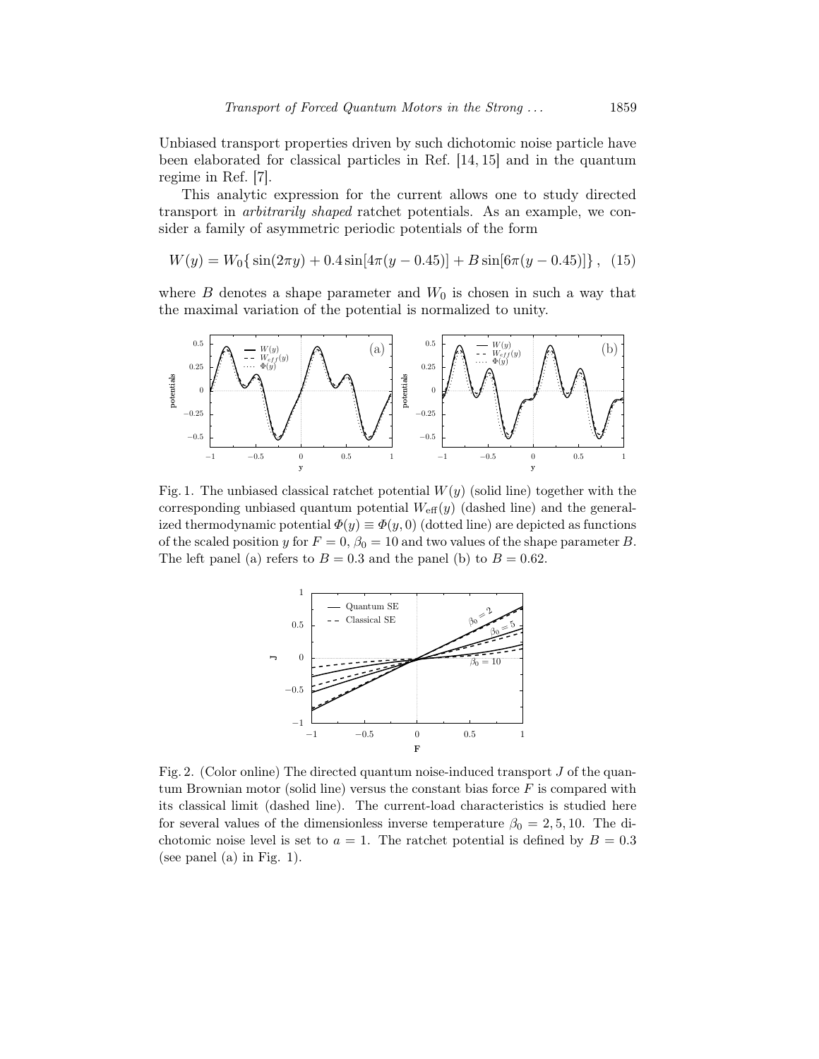Unbiased transport properties driven by such dichotomic noise particle have been elaborated for classical particles in Ref. [14, 15] and in the quantum regime in Ref. [7].

This analytic expression for the current allows one to study directed transport in *arbitrarily shaped* ratchet potentials. As an example, we consider a family of asymmetric periodic potentials of the form

$$W(y) = W_0\{\sin(2\pi y) + 0.4\sin[4\pi(y - 0.45)] + B\sin[6\pi(y - 0.45)]\}\,, \quad (15)$$

where $B$ denotes a shape parameter and $W_0$ is chosen in such a way that the maximal variation of the potential is normalized to unity.

Fig. 1. The unbiased classical ratchet potential $W(y)$ (solid line) together with the corresponding unbiased quantum potential $W_{\rm eff}(y)$ (dashed line) and the generalized thermodynamic potential $\Phi(y) \equiv \Phi(y, 0)$ (dotted line) are depicted as functions of the scaled position $y$ for $F = 0$, $\beta_0 = 10$ and two values of the shape parameter $B$. The left panel (a) refers to $B = 0.3$ and the panel (b) to $B = 0.62$.

Fig. 2. (Color online) The directed quantum noise-induced transport $J$ of the quantum Brownian motor (solid line) versus the constant bias force $F$ is compared with its classical limit (dashed line). The current-load characteristics is studied here for several values of the dimensionless inverse temperature $\beta_0 = 2, 5, 10$. The dichotomic noise level is set to $a = 1$. The ratchet potential is defined by $B = 0.3$ (see panel (a) in Fig. 1).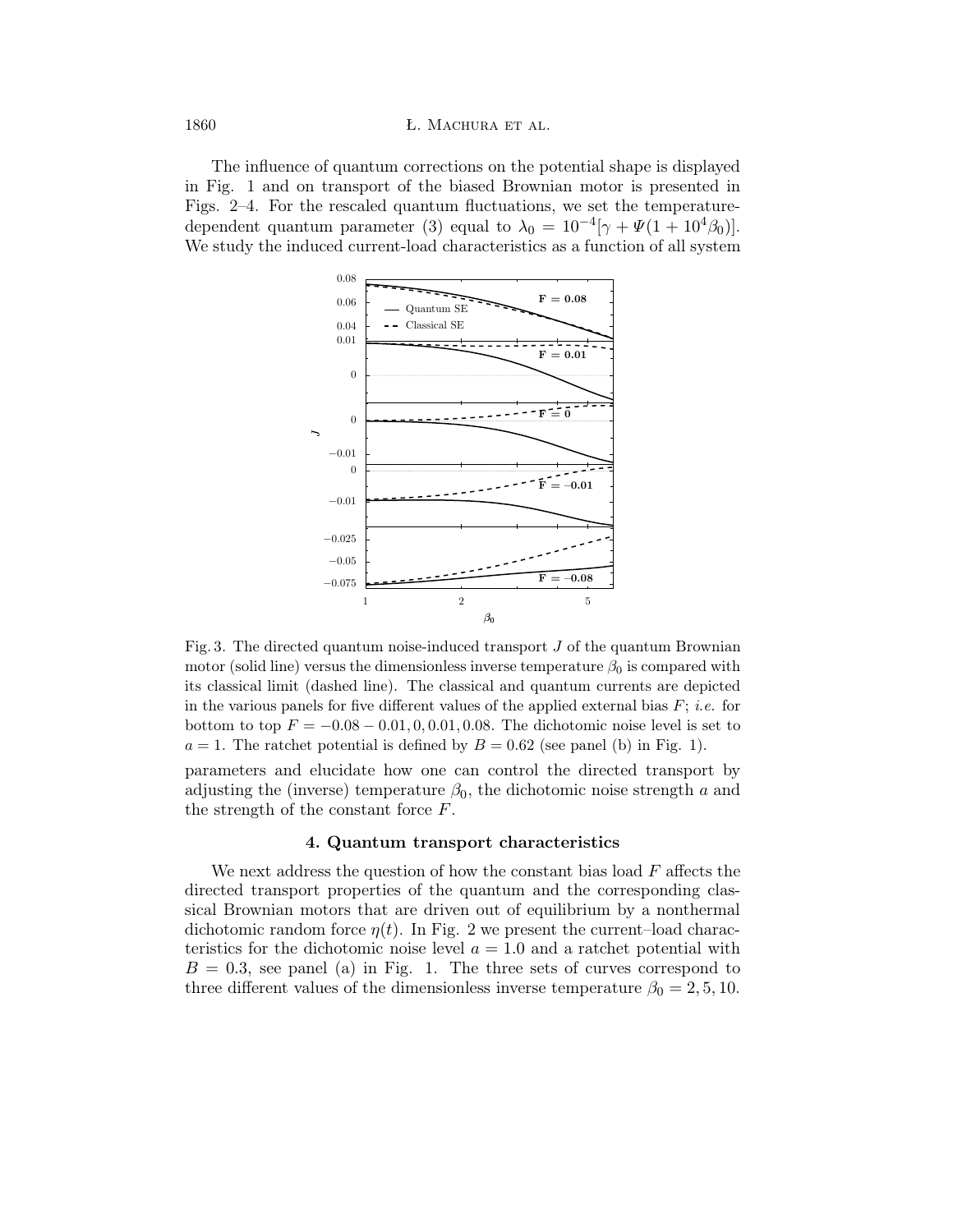The influence of quantum corrections on the potential shape is displayed in Fig. 1 and on transport of the biased Brownian motor is presented in Figs. 2–4. For the rescaled quantum fluctuations, we set the temperature-dependent quantum parameter (3) equal to $\lambda_0 = 10^{-4}[\gamma + \Psi(1 + 10^4\beta_0)]$. We study the induced current-load characteristics as a function of all system parameters and elucidate how one can control the directed transport by adjusting the (inverse) temperature $\beta_0$, the dichotomic noise strength $a$ and the strength of the constant force $F$.

Fig. 3. The directed quantum noise-induced transport $J$ of the quantum Brownian motor (solid line) versus the dimensionless inverse temperature $\beta_0$ is compared with its classical limit (dashed line). The classical and quantum currents are depicted in the various panels for five different values of the applied external bias $F$; *i.e.* for bottom to top $F = -0.08 - 0.01, 0, 0.01, 0.08$. The dichotomic noise level is set to $a = 1$. The ratchet potential is defined by $B = 0.62$ (see panel (b) in Fig. 1).

## 4. Quantum transport characteristics

We next address the question of how the constant bias load $F$ affects the directed transport properties of the quantum and the corresponding classical Brownian motors that are driven out of equilibrium by a nonthermal dichotomic random force $\eta(t)$. In Fig. 2 we present the current–load characteristics for the dichotomic noise level $a = 1.0$ and a ratchet potential with $B = 0.3$, see panel (a) in Fig. 1. The three sets of curves correspond to three different values of the dimensionless inverse temperature $\beta_0 = 2, 5, 10$.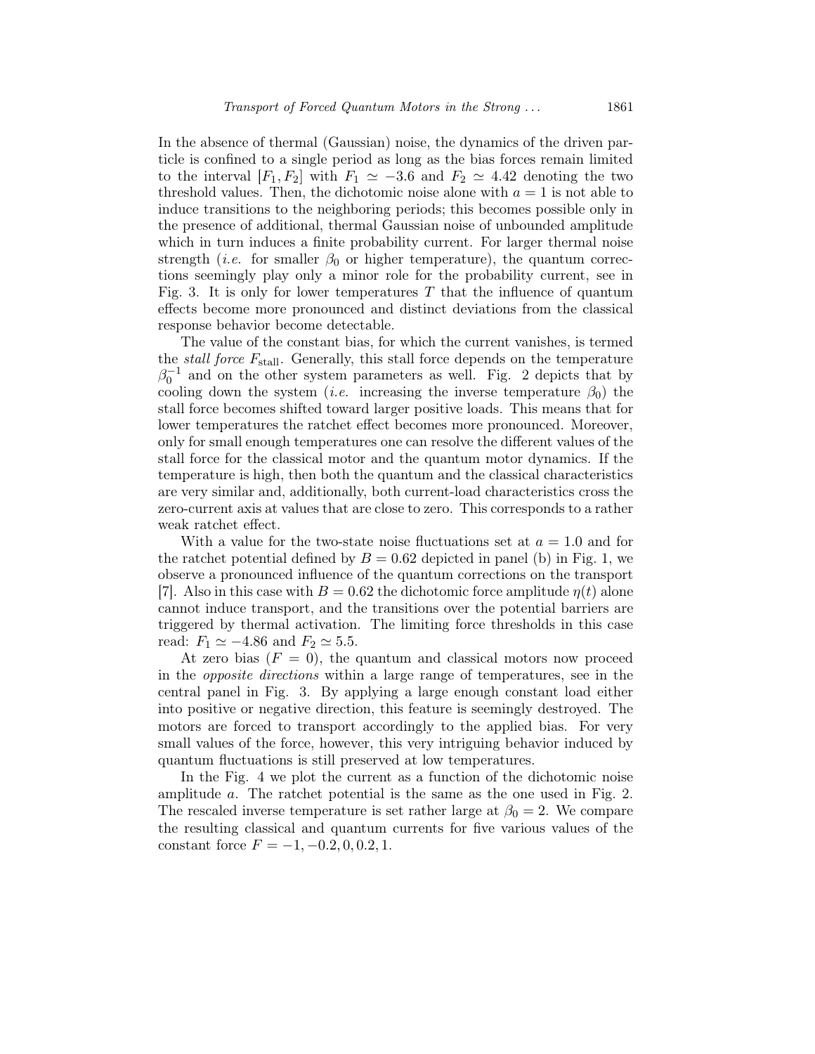In the absence of thermal (Gaussian) noise, the dynamics of the driven particle is confined to a single period as long as the bias forces remain limited to the interval $[F_1, F_2]$ with $F_1 \simeq -3.6$ and $F_2 \simeq 4.42$ denoting the two threshold values. Then, the dichotomic noise alone with $a = 1$ is not able to induce transitions to the neighboring periods; this becomes possible only in the presence of additional, thermal Gaussian noise of unbounded amplitude which in turn induces a finite probability current. For larger thermal noise strength (*i.e.* for smaller $\beta_0$ or higher temperature), the quantum corrections seemingly play only a minor role for the probability current, see in Fig. 3. It is only for lower temperatures $T$ that the influence of quantum effects become more pronounced and distinct deviations from the classical response behavior become detectable.

The value of the constant bias, for which the current vanishes, is termed the *stall force* $F_{\mathrm{stall}}$. Generally, this stall force depends on the temperature $\beta_0^{-1}$ and on the other system parameters as well. Fig. 2 depicts that by cooling down the system (*i.e.* increasing the inverse temperature $\beta_0$) the stall force becomes shifted toward larger positive loads. This means that for lower temperatures the ratchet effect becomes more pronounced. Moreover, only for small enough temperatures one can resolve the different values of the stall force for the classical motor and the quantum motor dynamics. If the temperature is high, then both the quantum and the classical characteristics are very similar and, additionally, both current-load characteristics cross the zero-current axis at values that are close to zero. This corresponds to a rather weak ratchet effect.

With a value for the two-state noise fluctuations set at $a = 1.0$ and for the ratchet potential defined by $B = 0.62$ depicted in panel (b) in Fig. 1, we observe a pronounced influence of the quantum corrections on the transport [7]. Also in this case with $B = 0.62$ the dichotomic force amplitude $\eta(t)$ alone cannot induce transport, and the transitions over the potential barriers are triggered by thermal activation. The limiting force thresholds in this case read: $F_1 \simeq -4.86$ and $F_2 \simeq 5.5$.

At zero bias ($F = 0$), the quantum and classical motors now proceed in the *opposite directions* within a large range of temperatures, see in the central panel in Fig. 3. By applying a large enough constant load either into positive or negative direction, this feature is seemingly destroyed. The motors are forced to transport accordingly to the applied bias. For very small values of the force, however, this very intriguing behavior induced by quantum fluctuations is still preserved at low temperatures.

In the Fig. 4 we plot the current as a function of the dichotomic noise amplitude $a$. The ratchet potential is the same as the one used in Fig. 2. The rescaled inverse temperature is set rather large at $\beta_0 = 2$. We compare the resulting classical and quantum currents for five various values of the constant force $F = -1, -0.2, 0, 0.2, 1$.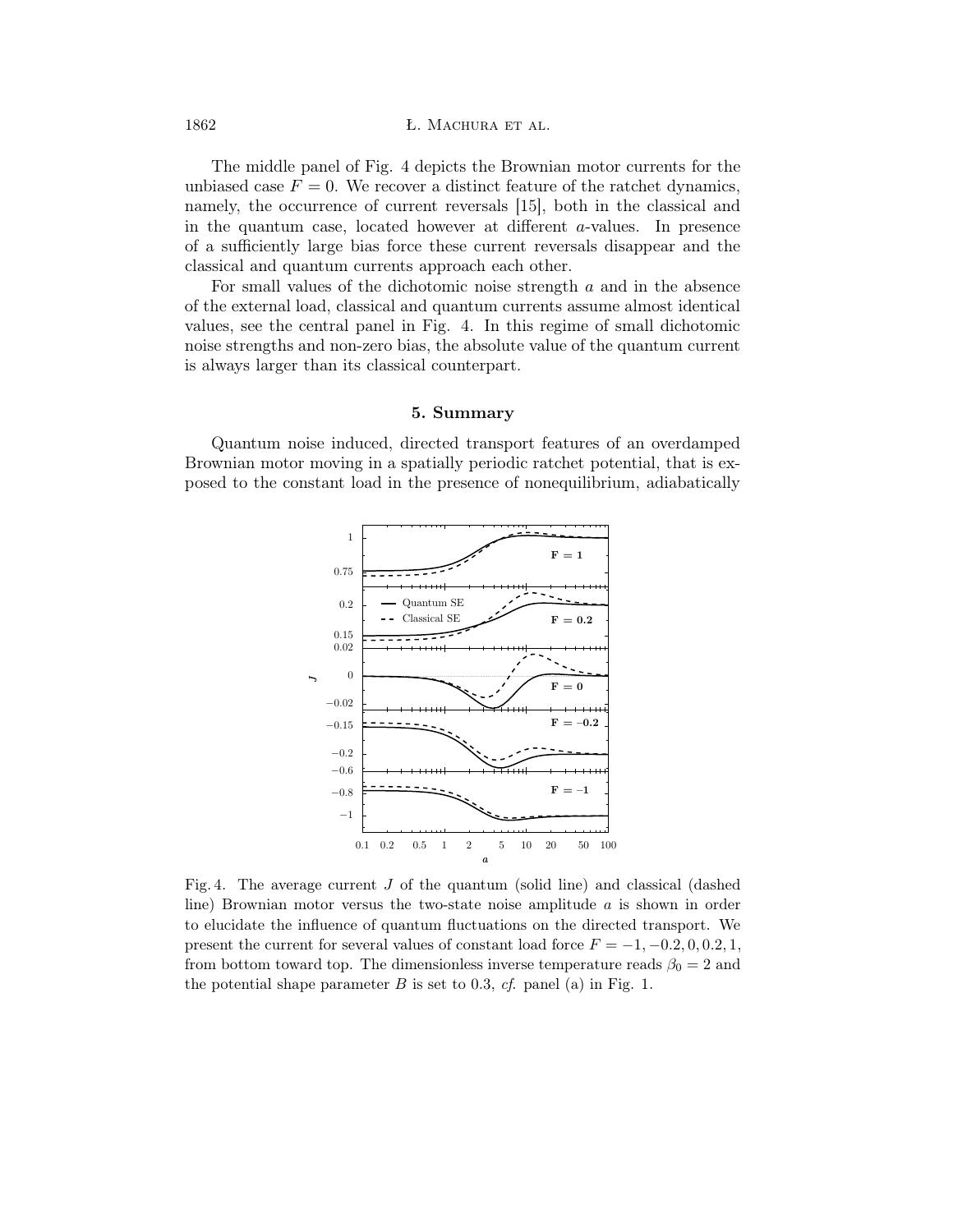The middle panel of Fig. 4 depicts the Brownian motor currents for the unbiased case $F = 0$. We recover a distinct feature of the ratchet dynamics, namely, the occurrence of current reversals [15], both in the classical and in the quantum case, located however at different $a$-values. In presence of a sufficiently large bias force these current reversals disappear and the classical and quantum currents approach each other.

For small values of the dichotomic noise strength $a$ and in the absence of the external load, classical and quantum currents assume almost identical values, see the central panel in Fig. 4. In this regime of small dichotomic noise strengths and non-zero bias, the absolute value of the quantum current is always larger than its classical counterpart.

## 5. Summary

Quantum noise induced, directed transport features of an overdamped Brownian motor moving in a spatially periodic ratchet potential, that is exposed to the constant load in the presence of nonequilibrium, adiabatically

Fig. 4. The average current $J$ of the quantum (solid line) and classical (dashed line) Brownian motor versus the two-state noise amplitude $a$ is shown in order to elucidate the influence of quantum fluctuations on the directed transport. We present the current for several values of constant load force $F = -1, -0.2, 0, 0.2, 1$, from bottom toward top. The dimensionless inverse temperature reads $\beta_0 = 2$ and the potential shape parameter $B$ is set to 0.3, *cf.* panel (a) in Fig. 1.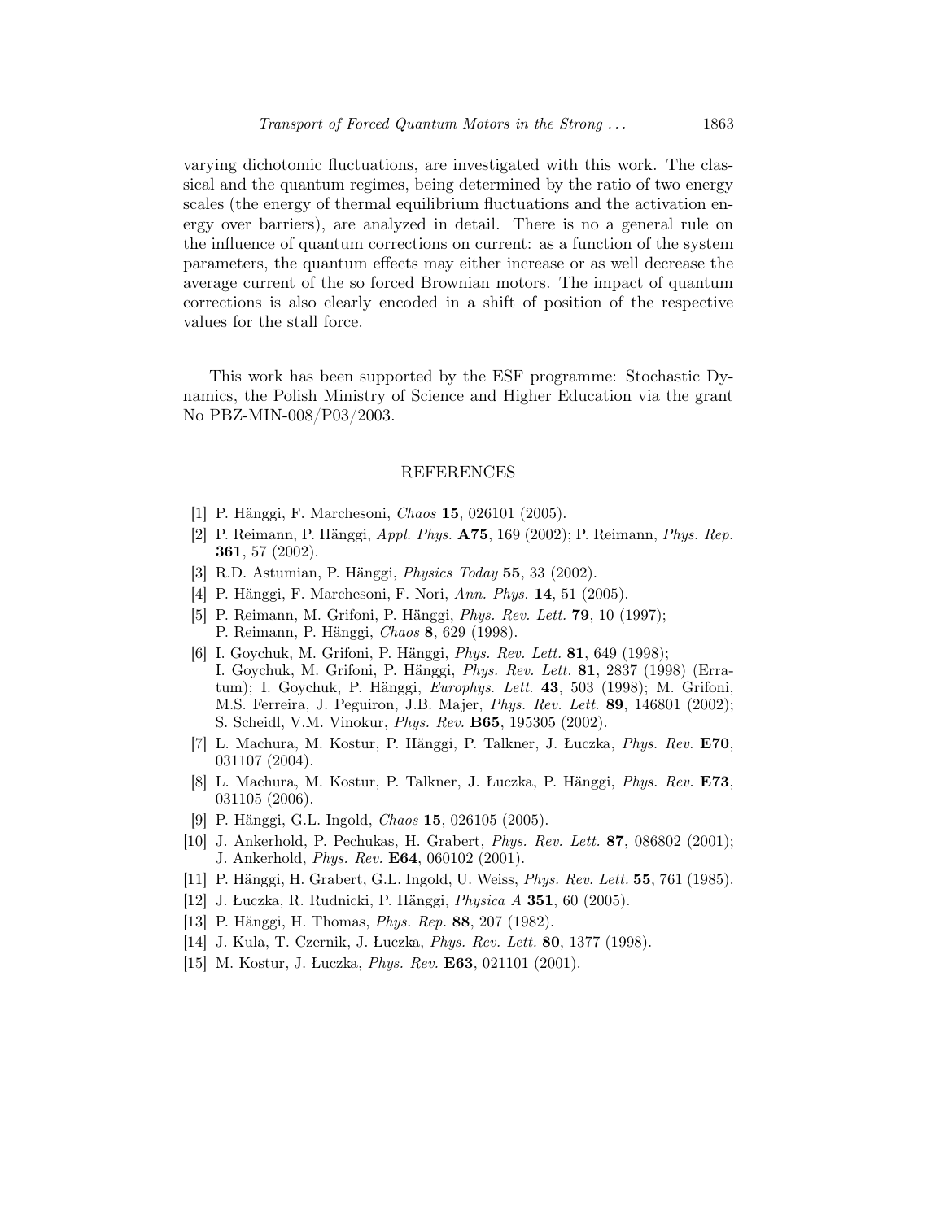varying dichotomic fluctuations, are investigated with this work. The classical and the quantum regimes, being determined by the ratio of two energy scales (the energy of thermal equilibrium fluctuations and the activation energy over barriers), are analyzed in detail. There is no a general rule on the influence of quantum corrections on current: as a function of the system parameters, the quantum effects may either increase or as well decrease the average current of the so forced Brownian motors. The impact of quantum corrections is also clearly encoded in a shift of position of the respective values for the stall force.

This work has been supported by the ESF programme: Stochastic Dynamics, the Polish Ministry of Science and Higher Education via the grant No PBZ-MIN-008/P03/2003.

## REFERENCES

[1] P. Hänggi, F. Marchesoni, *Chaos* **15**, 026101 (2005).

[2] P. Reimann, P. Hänggi, *Appl. Phys.* **A75**, 169 (2002); P. Reimann, *Phys. Rep.* **361**, 57 (2002).

[3] R.D. Astumian, P. Hänggi, *Physics Today* **55**, 33 (2002).

[4] P. Hänggi, F. Marchesoni, F. Nori, *Ann. Phys.* **14**, 51 (2005).

[5] P. Reimann, M. Grifoni, P. Hänggi, *Phys. Rev. Lett.* **79**, 10 (1997); P. Reimann, P. Hänggi, *Chaos* **8**, 629 (1998).

[6] I. Goychuk, M. Grifoni, P. Hänggi, *Phys. Rev. Lett.* **81**, 649 (1998); I. Goychuk, M. Grifoni, P. Hänggi, *Phys. Rev. Lett.* **81**, 2837 (1998) (Erratum); I. Goychuk, P. Hänggi, *Europhys. Lett.* **43**, 503 (1998); M. Grifoni, M.S. Ferreira, J. Peguiron, J.B. Majer, *Phys. Rev. Lett.* **89**, 146801 (2002); S. Scheidl, V.M. Vinokur, *Phys. Rev.* **B65**, 195305 (2002).

[7] L. Machura, M. Kostur, P. Hänggi, P. Talkner, J. Łuczka, *Phys. Rev.* **E70**, 031107 (2004).

[8] L. Machura, M. Kostur, P. Talkner, J. Łuczka, P. Hänggi, *Phys. Rev.* **E73**, 031105 (2006).

[9] P. Hänggi, G.L. Ingold, *Chaos* **15**, 026105 (2005).

[10] J. Ankerhold, P. Pechukas, H. Grabert, *Phys. Rev. Lett.* **87**, 086802 (2001); J. Ankerhold, *Phys. Rev.* **E64**, 060102 (2001).

[11] P. Hänggi, H. Grabert, G.L. Ingold, U. Weiss, *Phys. Rev. Lett.* **55**, 761 (1985).

[12] J. Łuczka, R. Rudnicki, P. Hänggi, *Physica A* **351**, 60 (2005).

[13] P. Hänggi, H. Thomas, *Phys. Rep.* **88**, 207 (1982).

[14] J. Kula, T. Czernik, J. Łuczka, *Phys. Rev. Lett.* **80**, 1377 (1998).

[15] M. Kostur, J. Łuczka, *Phys. Rev.* **E63**, 021101 (2001).